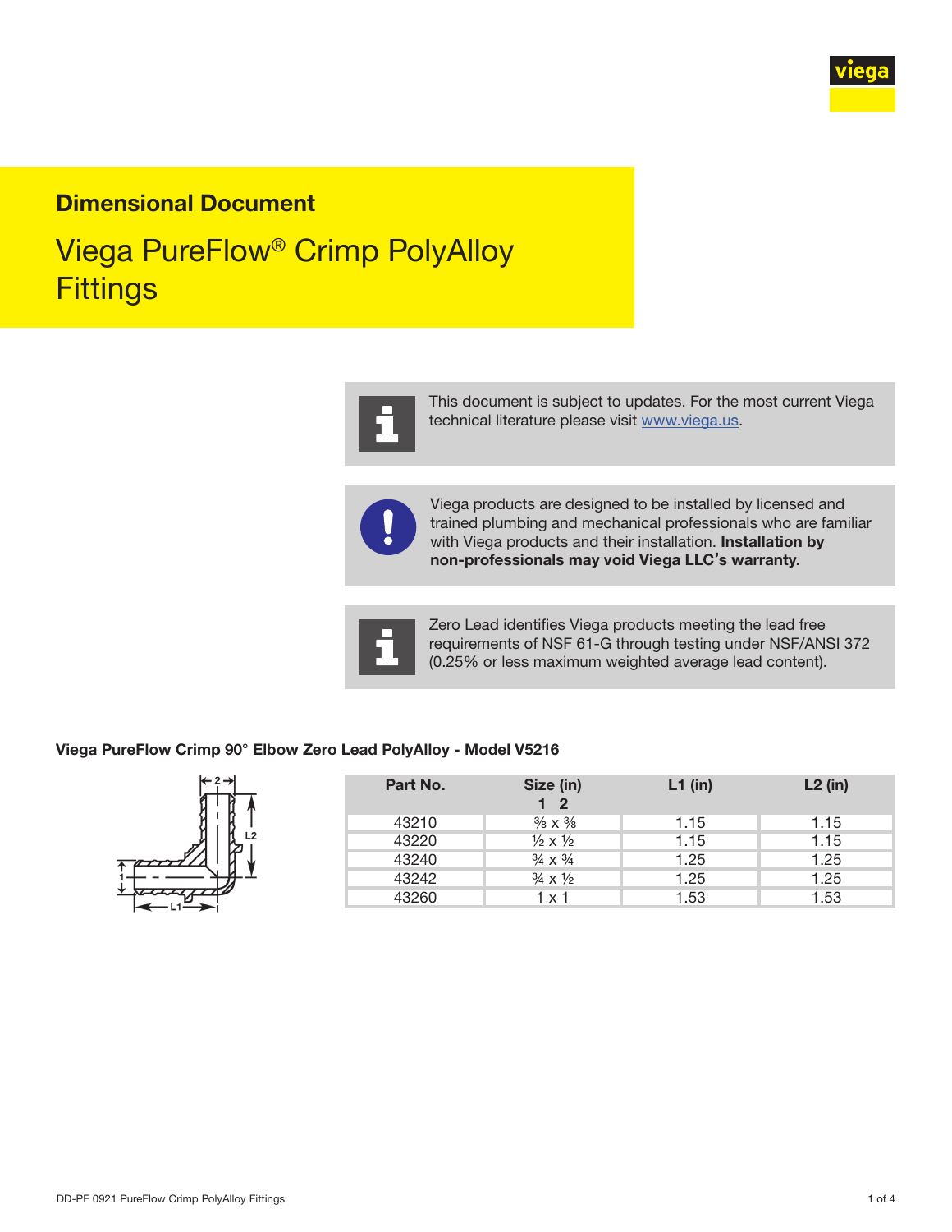## Dimensional Document

# Viega PureFlow® Crimp PolyAlloy Fittings

This document is subject to updates. For the most current Viega technical literature please visit www.viega.us.

Viega products are designed to be installed by licensed and trained plumbing and mechanical professionals who are familiar with Viega products and their installation. **Installation by non-professionals may void Viega LLC's warranty.**

Zero Lead identifies Viega products meeting the lead free requirements of NSF 61-G through testing under NSF/ANSI 372 (0.25% or less maximum weighted average lead content).

### Viega PureFlow Crimp 90° Elbow Zero Lead PolyAlloy - Model V5216

| Part No. | Size (in) 1 2 | L1 (in) | L2 (in) |
|---|---|---|---|
| 43210 | ⅜ x ⅜ | 1.15 | 1.15 |
| 43220 | ½ x ½ | 1.15 | 1.15 |
| 43240 | ¾ x ¾ | 1.25 | 1.25 |
| 43242 | ¾ x ½ | 1.25 | 1.25 |
| 43260 | 1 x 1 | 1.53 | 1.53 |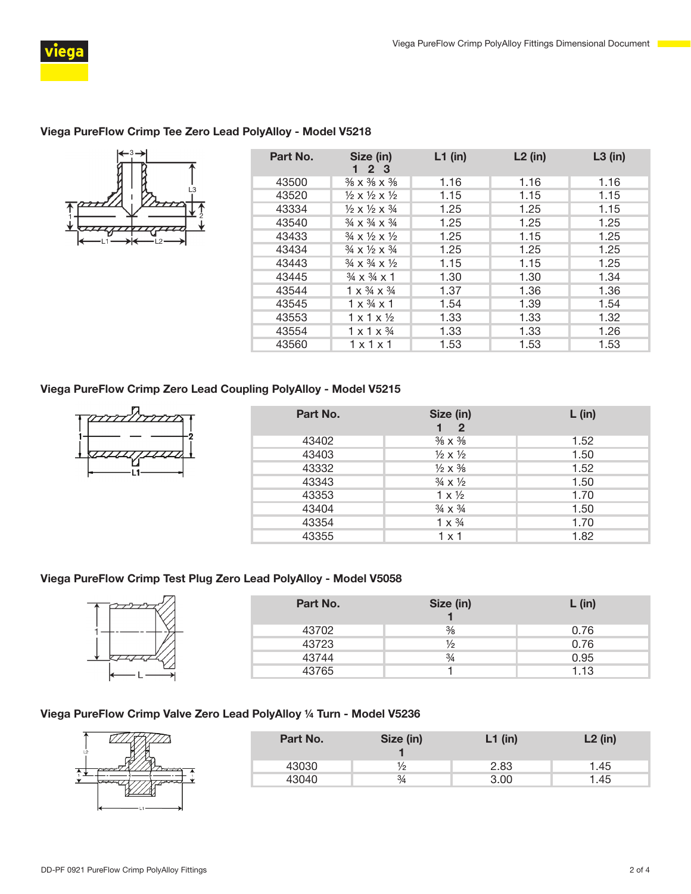## Viega PureFlow Crimp Tee Zero Lead PolyAlloy - Model V5218

| Part No. | Size (in) 1 2 3 | L1 (in) | L2 (in) | L3 (in) |
|---|---|---|---|---|
| 43500 | ⅜ x ⅜ x ⅜ | 1.16 | 1.16 | 1.16 |
| 43520 | ½ x ½ x ½ | 1.15 | 1.15 | 1.15 |
| 43334 | ½ x ½ x ¾ | 1.25 | 1.25 | 1.15 |
| 43540 | ¾ x ¾ x ¾ | 1.25 | 1.25 | 1.25 |
| 43433 | ¾ x ½ x ½ | 1.25 | 1.15 | 1.25 |
| 43434 | ¾ x ½ x ¾ | 1.25 | 1.25 | 1.25 |
| 43443 | ¾ x ¾ x ½ | 1.15 | 1.15 | 1.25 |
| 43445 | ¾ x ¾ x 1 | 1.30 | 1.30 | 1.34 |
| 43544 | 1 x ¾ x ¾ | 1.37 | 1.36 | 1.36 |
| 43545 | 1 x ¾ x 1 | 1.54 | 1.39 | 1.54 |
| 43553 | 1 x 1 x ½ | 1.33 | 1.33 | 1.32 |
| 43554 | 1 x 1 x ¾ | 1.33 | 1.33 | 1.26 |
| 43560 | 1 x 1 x 1 | 1.53 | 1.53 | 1.53 |

## Viega PureFlow Crimp Zero Lead Coupling PolyAlloy - Model V5215

| Part No. | Size (in) 1 2 | L (in) |
|---|---|---|
| 43402 | ⅜ x ⅜ | 1.52 |
| 43403 | ½ x ½ | 1.50 |
| 43332 | ½ x ⅜ | 1.52 |
| 43343 | ¾ x ½ | 1.50 |
| 43353 | 1 x ½ | 1.70 |
| 43404 | ¾ x ¾ | 1.50 |
| 43354 | 1 x ¾ | 1.70 |
| 43355 | 1 x 1 | 1.82 |

## Viega PureFlow Crimp Test Plug Zero Lead PolyAlloy - Model V5058

| Part No. | Size (in) 1 | L (in) |
|---|---|---|
| 43702 | ⅜ | 0.76 |
| 43723 | ½ | 0.76 |
| 43744 | ¾ | 0.95 |
| 43765 | 1 | 1.13 |

## Viega PureFlow Crimp Valve Zero Lead PolyAlloy ¼ Turn - Model V5236

| Part No. | Size (in) 1 | L1 (in) | L2 (in) |
|---|---|---|---|
| 43030 | ½ | 2.83 | 1.45 |
| 43040 | ¾ | 3.00 | 1.45 |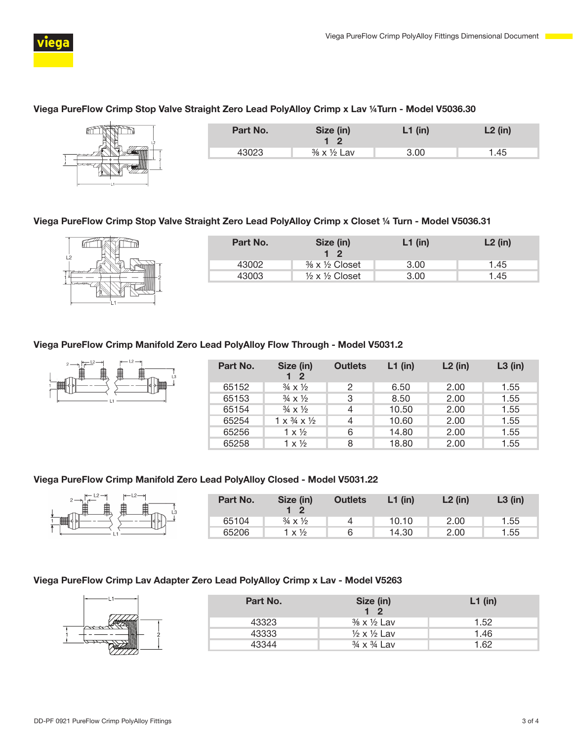### Viega PureFlow Crimp Stop Valve Straight Zero Lead PolyAlloy Crimp x Lav ¼Turn - Model V5036.30

| Part No. | Size (in) 1 2 | L1 (in) | L2 (in) |
|---|---|---|---|
| 43023 | ⅜ x ½ Lav | 3.00 | 1.45 |

### Viega PureFlow Crimp Stop Valve Straight Zero Lead PolyAlloy Crimp x Closet ¼ Turn - Model V5036.31

| Part No. | Size (in) 1 2 | L1 (in) | L2 (in) |
|---|---|---|---|
| 43002 | ⅜ x ½ Closet | 3.00 | 1.45 |
| 43003 | ½ x ½ Closet | 3.00 | 1.45 |

### Viega PureFlow Crimp Manifold Zero Lead PolyAlloy Flow Through - Model V5031.2

| Part No. | Size (in) 1 2 | Outlets | L1 (in) | L2 (in) | L3 (in) |
|---|---|---|---|---|---|
| 65152 | ¾ x ½ | 2 | 6.50 | 2.00 | 1.55 |
| 65153 | ¾ x ½ | 3 | 8.50 | 2.00 | 1.55 |
| 65154 | ¾ x ½ | 4 | 10.50 | 2.00 | 1.55 |
| 65254 | 1 x ¾ x ½ | 4 | 10.60 | 2.00 | 1.55 |
| 65256 | 1 x ½ | 6 | 14.80 | 2.00 | 1.55 |
| 65258 | 1 x ½ | 8 | 18.80 | 2.00 | 1.55 |

### Viega PureFlow Crimp Manifold Zero Lead PolyAlloy Closed - Model V5031.22

| Part No. | Size (in) 1 2 | Outlets | L1 (in) | L2 (in) | L3 (in) |
|---|---|---|---|---|---|
| 65104 | ¾ x ½ | 4 | 10.10 | 2.00 | 1.55 |
| 65206 | 1 x ½ | 6 | 14.30 | 2.00 | 1.55 |

### Viega PureFlow Crimp Lav Adapter Zero Lead PolyAlloy Crimp x Lav - Model V5263

| Part No. | Size (in) 1 2 | L1 (in) |
|---|---|---|
| 43323 | ⅜ x ½ Lav | 1.52 |
| 43333 | ½ x ½ Lav | 1.46 |
| 43344 | ¾ x ¾ Lav | 1.62 |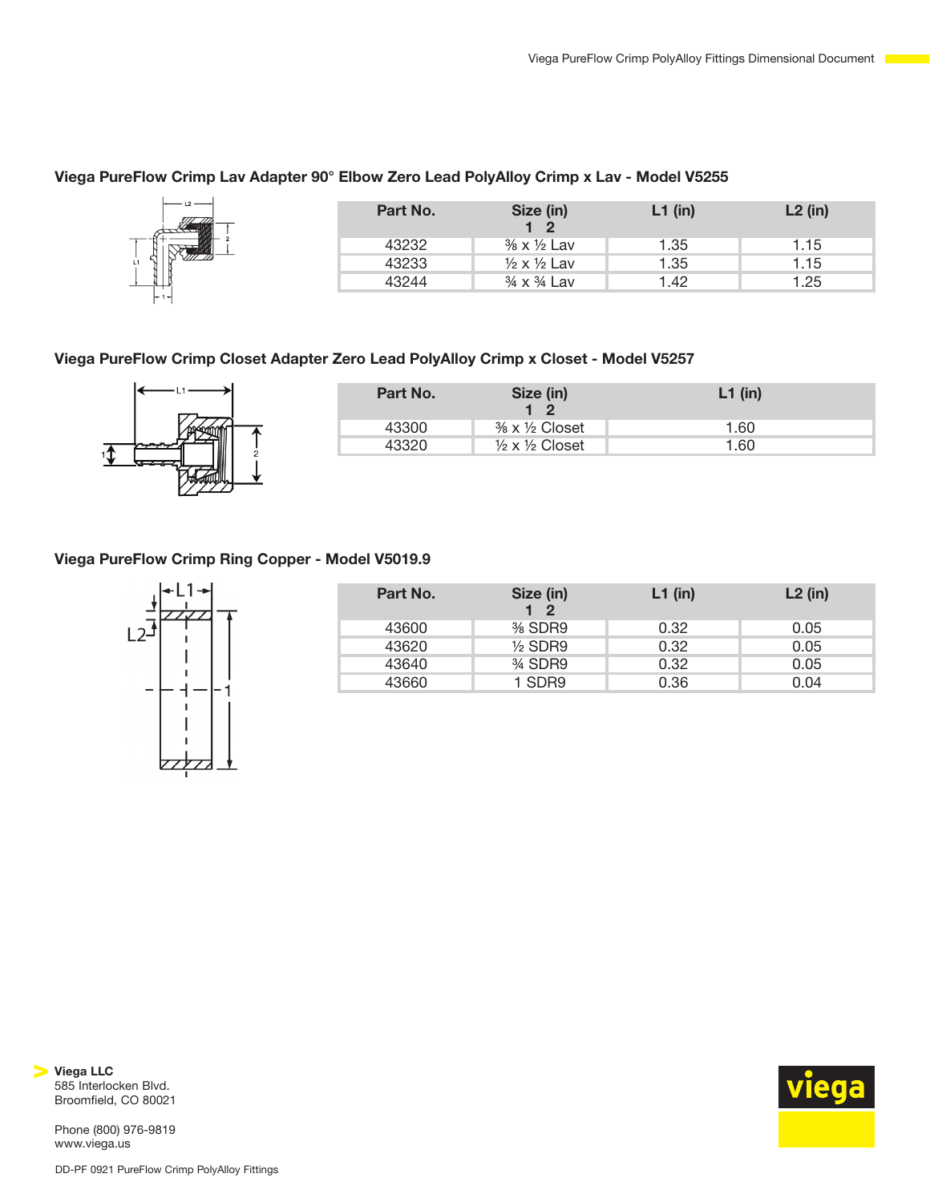## Viega PureFlow Crimp Lav Adapter 90° Elbow Zero Lead PolyAlloy Crimp x Lav - Model V5255

| Part No. | Size (in) 1 2 | L1 (in) | L2 (in) |
|---|---|---|---|
| 43232 | ⅜ x ½ Lav | 1.35 | 1.15 |
| 43233 | ½ x ½ Lav | 1.35 | 1.15 |
| 43244 | ¾ x ¾ Lav | 1.42 | 1.25 |

## Viega PureFlow Crimp Closet Adapter Zero Lead PolyAlloy Crimp x Closet - Model V5257

| Part No. | Size (in) 1 2 | L1 (in) |
|---|---|---|
| 43300 | ⅜ x ½ Closet | 1.60 |
| 43320 | ½ x ½ Closet | 1.60 |

## Viega PureFlow Crimp Ring Copper - Model V5019.9

| Part No. | Size (in) 1 2 | L1 (in) | L2 (in) |
|---|---|---|---|
| 43600 | ⅜ SDR9 | 0.32 | 0.05 |
| 43620 | ½ SDR9 | 0.32 | 0.05 |
| 43640 | ¾ SDR9 | 0.32 | 0.05 |
| 43660 | 1 SDR9 | 0.36 | 0.04 |

**Viega LLC**
585 Interlocken Blvd.
Broomfield, CO 80021

Phone (800) 976-9819
www.viega.us

DD-PF 0921 PureFlow Crimp PolyAlloy Fittings